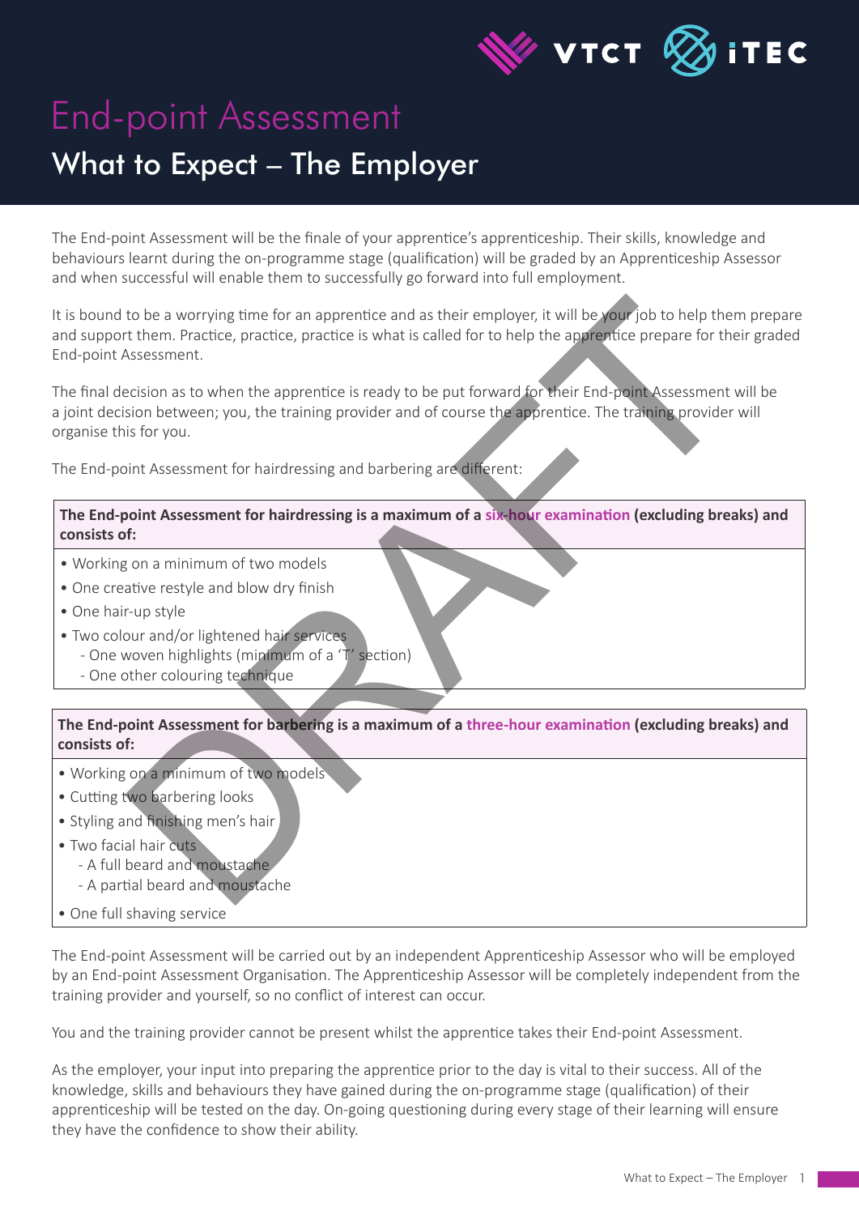# End-point Assessment

## What to Expect – The Employer

The End-point Assessment will be the finale of your apprentice's apprenticeship. Their skills, knowledge and behaviours learnt during the on-programme stage (qualification) will be graded by an Apprenticeship Assessor and when successful will enable them to successfully go forward into full employment.

It is bound to be a worrying time for an apprentice and as their employer, it will be your job to help them prepare and support them. Practice, practice, practice is what is called for to help the apprentice prepare for their graded End-point Assessment.

The final decision as to when the apprentice is ready to be put forward for their End-point Assessment will be a joint decision between; you, the training provider and of course the apprentice. The training provider will organise this for you.

The End-point Assessment for hairdressing and barbering are different:

**The End-point Assessment for hairdressing is a maximum of a six-hour examination (excluding breaks) and consists of:**

- Working on a minimum of two models
- One creative restyle and blow dry finish
- One hair-up style
- Two colour and/or lightened hair services
  - One woven highlights (minimum of a 'T' section)
  - One other colouring technique

**The End-point Assessment for barbering is a maximum of a three-hour examination (excluding breaks) and consists of:**

- Working on a minimum of two models
- Cutting two barbering looks
- Styling and finishing men's hair
- Two facial hair cuts
  - A full beard and moustache
  - A partial beard and moustache
- One full shaving service

The End-point Assessment will be carried out by an independent Apprenticeship Assessor who will be employed by an End-point Assessment Organisation. The Apprenticeship Assessor will be completely independent from the training provider and yourself, so no conflict of interest can occur.

You and the training provider cannot be present whilst the apprentice takes their End-point Assessment.

As the employer, your input into preparing the apprentice prior to the day is vital to their success. All of the knowledge, skills and behaviours they have gained during the on-programme stage (qualification) of their apprenticeship will be tested on the day. On-going questioning during every stage of their learning will ensure they have the confidence to show their ability.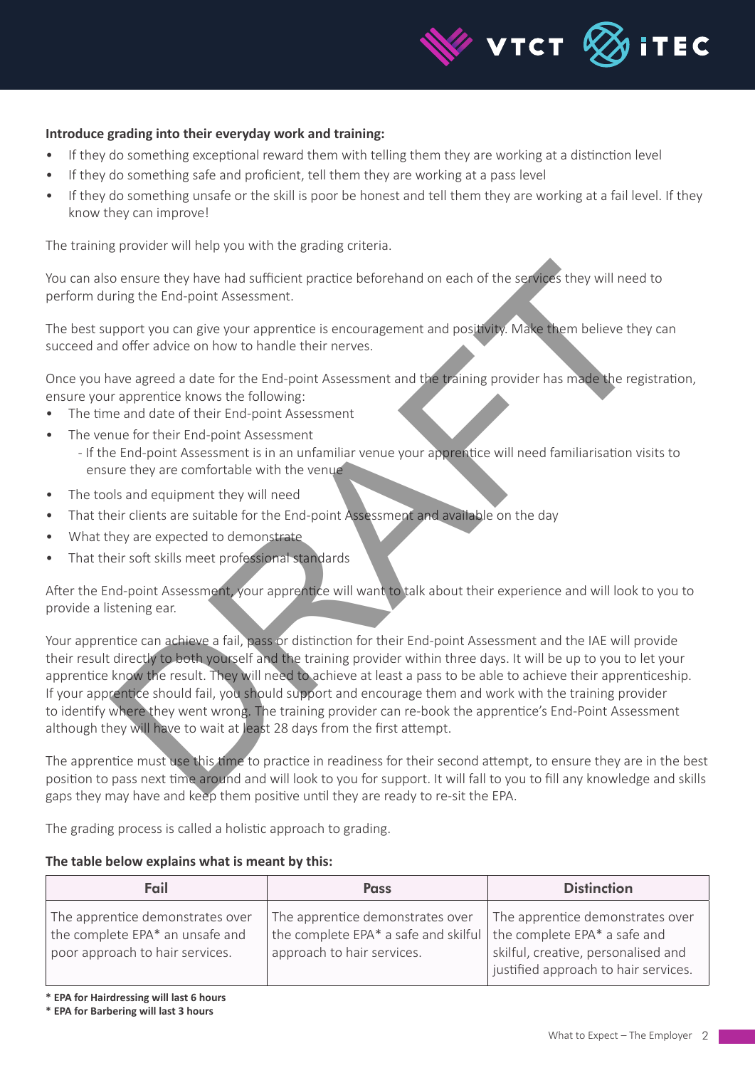**Introduce grading into their everyday work and training:**

- If they do something exceptional reward them with telling them they are working at a distinction level
- If they do something safe and proficient, tell them they are working at a pass level
- If they do something unsafe or the skill is poor be honest and tell them they are working at a fail level. If they know they can improve!

The training provider will help you with the grading criteria.

You can also ensure they have had sufficient practice beforehand on each of the services they will need to perform during the End-point Assessment.

The best support you can give your apprentice is encouragement and positivity. Make them believe they can succeed and offer advice on how to handle their nerves.

Once you have agreed a date for the End-point Assessment and the training provider has made the registration, ensure your apprentice knows the following:

- The time and date of their End-point Assessment
- The venue for their End-point Assessment
  - If the End-point Assessment is in an unfamiliar venue your apprentice will need familiarisation visits to ensure they are comfortable with the venue
- The tools and equipment they will need
- That their clients are suitable for the End-point Assessment and available on the day
- What they are expected to demonstrate
- That their soft skills meet professional standards

After the End-point Assessment, your apprentice will want to talk about their experience and will look to you to provide a listening ear.

Your apprentice can achieve a fail, pass or distinction for their End-point Assessment and the IAE will provide their result directly to both yourself and the training provider within three days. It will be up to you to let your apprentice know the result. They will need to achieve at least a pass to be able to achieve their apprenticeship. If your apprentice should fail, you should support and encourage them and work with the training provider to identify where they went wrong. The training provider can re-book the apprentice's End-Point Assessment although they will have to wait at least 28 days from the first attempt.

The apprentice must use this time to practice in readiness for their second attempt, to ensure they are in the best position to pass next time around and will look to you for support. It will fall to you to fill any knowledge and skills gaps they may have and keep them positive until they are ready to re-sit the EPA.

The grading process is called a holistic approach to grading.

**The table below explains what is meant by this:**

| Fail | Pass | Distinction |
|---|---|---|
| The apprentice demonstrates over the complete EPA* an unsafe and poor approach to hair services. | The apprentice demonstrates over the complete EPA* a safe and skilful approach to hair services. | The apprentice demonstrates over the complete EPA* a safe and skilful, creative, personalised and justified approach to hair services. |

**\* EPA for Hairdressing will last 6 hours**
**\* EPA for Barbering will last 3 hours**